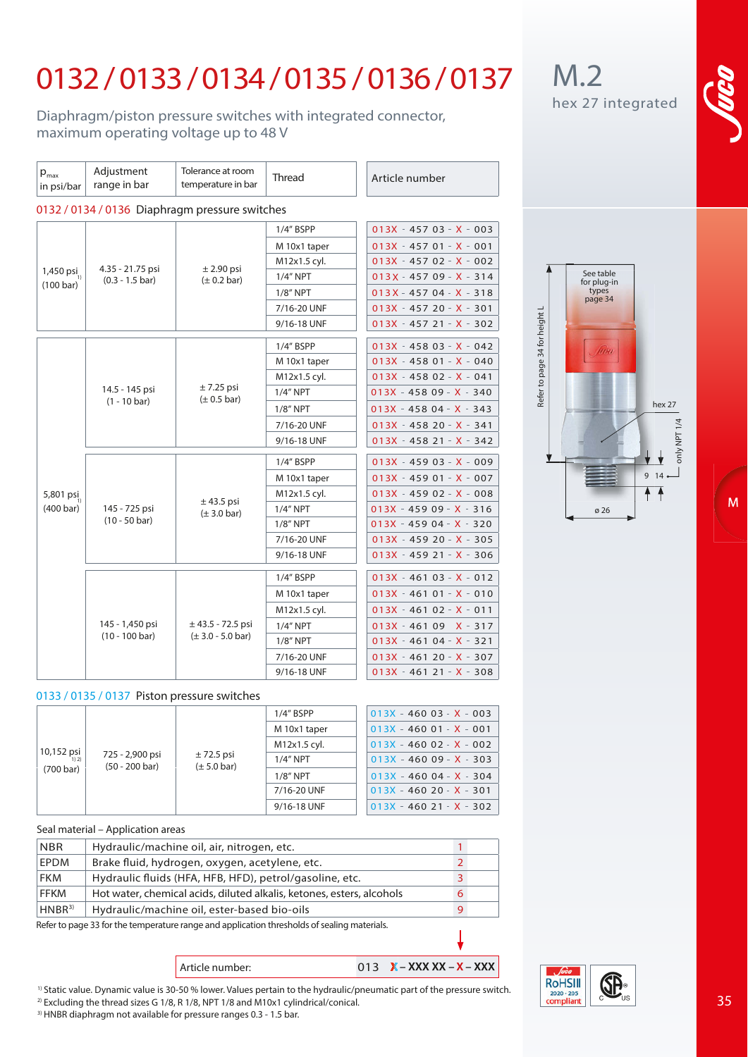# 0132 / 0133 / 0134 / 0135 / 0136 / 0137

Diaphragm/piston pressure switches with integrated connector, maximum operating voltage up to 48 V

## M.2

hex 27 integrated

| $p_{max}$ in psi/bar | Adjustment range in bar | Tolerance at room temperature in bar | Thread | Article number |
|---|---|---|---|---|
| **0132 / 0134 / 0136 Diaphragm pressure switches** | | | | |
| 1,450 psi [1] (100 bar) | 4.35 - 21.75 psi (0.3 - 1.5 bar) | ± 2.90 psi (± 0.2 bar) | 1/4" BSPP | 013X - 457 03 - X - 003 |
| | | | M 10x1 taper | 013X - 457 01 - X - 001 |
| | | | M12x1.5 cyl. | 013X - 457 02 - X - 002 |
| | | | 1/4" NPT | 013X - 457 09 - X - 314 |
| | | | 1/8" NPT | 013X - 457 04 - X - 318 |
| | | | 7/16-20 UNF | 013X - 457 20 - X - 301 |
| | | | 9/16-18 UNF | 013X - 457 21 - X - 302 |
| 5,801 psi [1] (400 bar) | 14.5 - 145 psi (1 - 10 bar) | ± 7.25 psi (± 0.5 bar) | 1/4" BSPP | 013X - 458 03 - X - 042 |
| | | | M 10x1 taper | 013X - 458 01 - X - 040 |
| | | | M12x1.5 cyl. | 013X - 458 02 - X - 041 |
| | | | 1/4" NPT | 013X - 458 09 - X - 340 |
| | | | 1/8" NPT | 013X - 458 04 - X - 343 |
| | | | 7/16-20 UNF | 013X - 458 20 - X - 341 |
| | | | 9/16-18 UNF | 013X - 458 21 - X - 342 |
| | 145 - 725 psi (10 - 50 bar) | ± 43.5 psi (± 3.0 bar) | 1/4" BSPP | 013X - 459 03 - X - 009 |
| | | | M 10x1 taper | 013X - 459 01 - X - 007 |
| | | | M12x1.5 cyl. | 013X - 459 02 - X - 008 |
| | | | 1/4" NPT | 013X - 459 09 - X - 316 |
| | | | 1/8" NPT | 013X - 459 04 - X - 320 |
| | | | 7/16-20 UNF | 013X - 459 20 - X - 305 |
| | | | 9/16-18 UNF | 013X - 459 21 - X - 306 |
| | 145 - 1,450 psi (10 - 100 bar) | ± 43.5 - 72.5 psi (± 3.0 - 5.0 bar) | 1/4" BSPP | 013X - 461 03 - X - 012 |
| | | | M 10x1 taper | 013X - 461 01 - X - 010 |
| | | | M12x1.5 cyl. | 013X - 461 02 - X - 011 |
| | | | 1/4" NPT | 013X - 461 09 X - 317 |
| | | | 1/8" NPT | 013X - 461 04 - X - 321 |
| | | | 7/16-20 UNF | 013X - 461 20 - X - 307 |
| | | | 9/16-18 UNF | 013X - 461 21 - X - 308 |
| **0133 / 0135 / 0137 Piston pressure switches** | | | | |
| 10,152 psi [1,2] (700 bar) | 725 - 2,900 psi (50 - 200 bar) | ± 72.5 psi (± 5.0 bar) | 1/4" BSPP | 013X - 460 03 - X - 003 |
| | | | M 10x1 taper | 013X - 460 01 - X - 001 |
| | | | M12x1.5 cyl. | 013X - 460 02 - X - 002 |
| | | | 1/4" NPT | 013X - 460 09 - X - 303 |
| | | | 1/8" NPT | 013X - 460 04 - X - 304 |
| | | | 7/16-20 UNF | 013X - 460 20 - X - 301 |
| | | | 9/16-18 UNF | 013X - 460 21 - X - 302 |

See table for plug-in types page 34

Refer to page 34 for height L

hex 27

only NPT 1/4

9 14

ø 26

Seal material – Application areas

| Seal | Application areas | Code |
|---|---|---|
| NBR | Hydraulic/machine oil, air, nitrogen, etc. | 1 |
| EPDM | Brake fluid, hydrogen, oxygen, acetylene, etc. | 2 |
| FKM | Hydraulic fluids (HFA, HFB, HFD), petrol/gasoline, etc. | 3 |
| FFKM | Hot water, chemical acids, diluted alkalis, ketones, esters, alcohols | 6 |
| HNBR[3] | Hydraulic/machine oil, ester-based bio-oils | 9 |

Refer to page 33 for the temperature range and application thresholds of sealing materials.

| Article number: | 013 X – XXX XX – X – XXX |
|---|---|

[1] Static value. Dynamic value is 30-50 % lower. Values pertain to the hydraulic/pneumatic part of the pressure switch.
[2] Excluding the thread sizes G 1/8, R 1/8, NPT 1/8 and M10x1 cylindrical/conical.
[3] HNBR diaphragm not available for pressure ranges 0.3 - 1.5 bar.

RoHSIII 2020 - 205 compliant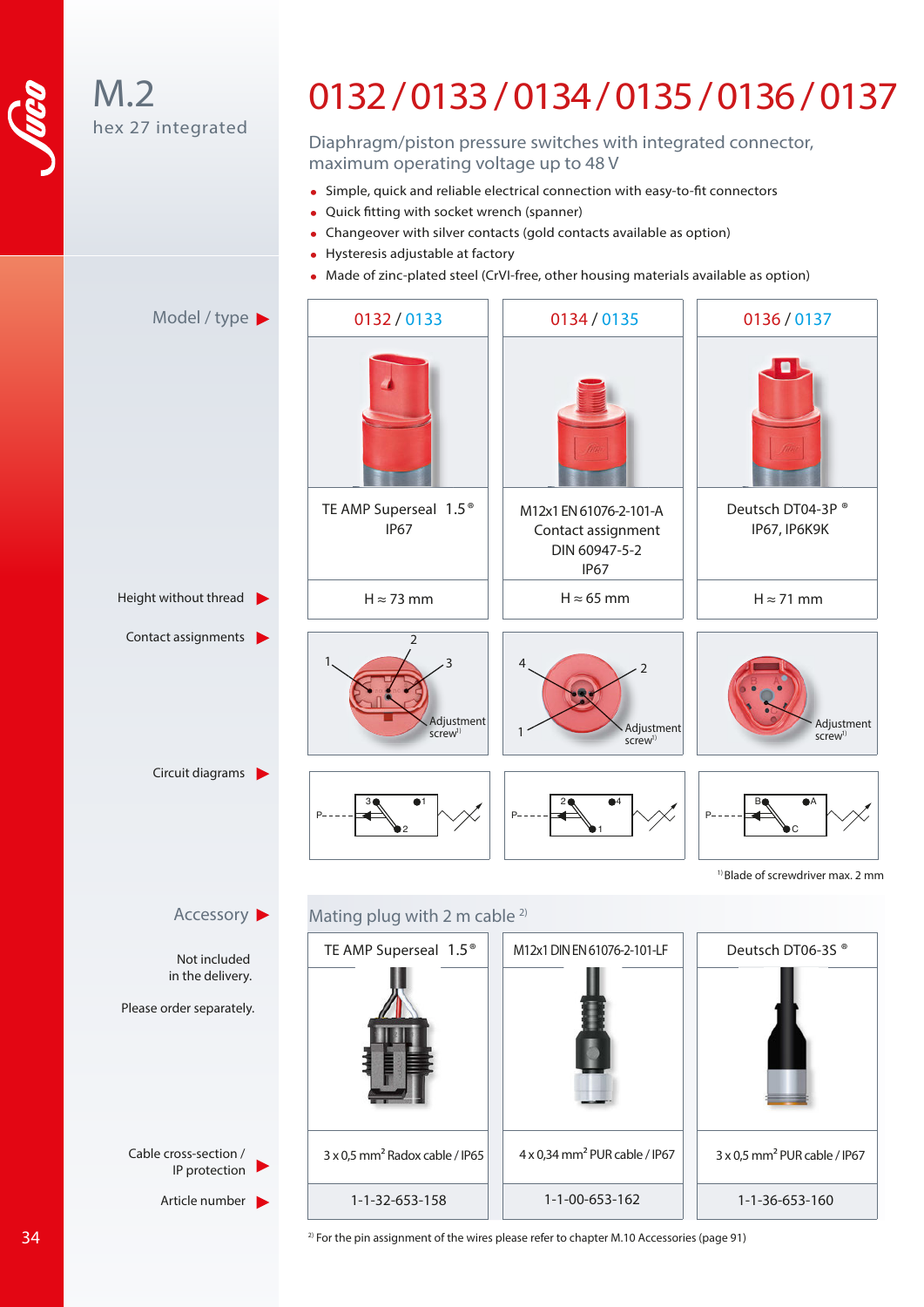M.2
hex 27 integrated

# 0132 / 0133 / 0134 / 0135 / 0136 / 0137

Diaphragm/piston pressure switches with integrated connector, maximum operating voltage up to 48 V

- Simple, quick and reliable electrical connection with easy-to-fit connectors
- Quick fitting with socket wrench (spanner)
- Changeover with silver contacts (gold contacts available as option)
- Hysteresis adjustable at factory
- Made of zinc-plated steel (CrVI-free, other housing materials available as option)

| Model / type | 0132 / 0133 | 0134 / 0135 | 0136 / 0137 |
|---|---|---|---|
| | TE AMP Superseal 1.5® IP67 | M12x1 EN 61076-2-101-A Contact assignment DIN 60947-5-2 IP67 | Deutsch DT04-3P ® IP67, IP6K9K |
| Height without thread | H ≈ 73 mm | H ≈ 65 mm | H ≈ 71 mm |
| Contact assignments | 1, 2, 3, Adjustment screw[1] | 4, 2, 1, Adjustment screw[1] | B, A, C, Adjustment screw[1] |
| Circuit diagrams | P, 3, 1, 2 | P, 2, 4, 1 | P, B, A, C |

[1] Blade of screwdriver max. 2 mm

**Accessory**

Not included in the delivery.

Please order separately.

Mating plug with 2 m cable [2]

| | TE AMP Superseal 1.5® | M12x1 DIN EN 61076-2-101-LF | Deutsch DT06-3S ® |
|---|---|---|---|
| Cable cross-section / IP protection | 3 x 0,5 mm² Radox cable / IP65 | 4 x 0,34 mm² PUR cable / IP67 | 3 x 0,5 mm² PUR cable / IP67 |
| Article number | 1-1-32-653-158 | 1-1-00-653-162 | 1-1-36-653-160 |

[2] For the pin assignment of the wires please refer to chapter M.10 Accessories (page 91)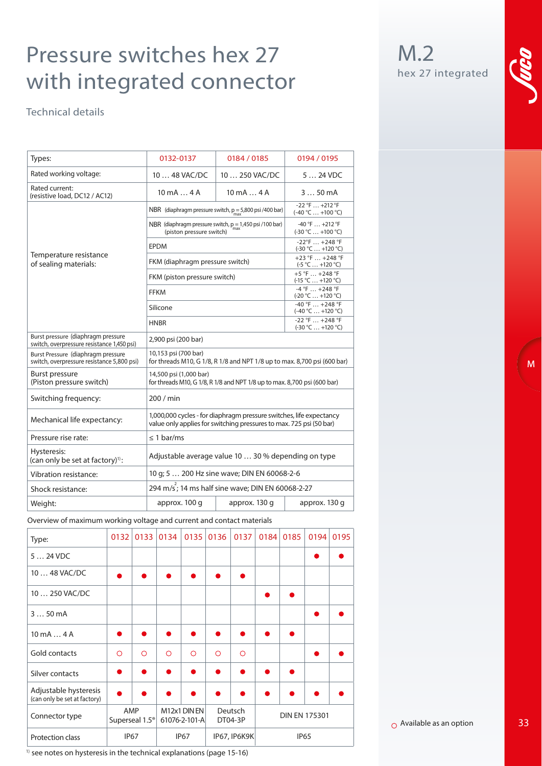# Pressure switches hex 27 with integrated connector

## M.2

hex 27 integrated

### Technical details

| Types: | 0132-0137 | 0184 / 0185 | 0194 / 0195 |
|---|---|---|---|
| Rated working voltage: | 10 … 48 VAC/DC | 10 … 250 VAC/DC | 5 … 24 VDC |
| Rated current: (resistive load, DC12 / AC12) | 10 mA … 4 A | 10 mA … 4 A | 3 … 50 mA |
| Temperature resistance of sealing materials: | NBR (diaphragm pressure switch, $p_{max}$ = 5,800 psi /400 bar) | | -22 °F … +212 °F (-40 °C … +100 °C) |
| | NBR (diaphragm pressure switch, $p_{max}$ = 1,450 psi /100 bar) (piston pressure switch) | | -40 °F … +212 °F (-30 °C … +100 °C) |
| | EPDM | | -22°F … +248 °F (-30 °C … +120 °C) |
| | FKM (diaphragm pressure switch) | | +23 °F … +248 °F (-5 °C … +120 °C) |
| | FKM (piston pressure switch) | | +5 °F … +248 °F (-15 °C … +120 °C) |
| | FFKM | | -4 °F … +248 °F (-20 °C … +120 °C) |
| | Silicone | | -40 °F … +248 °F (-40 °C … +120 °C) |
| | HNBR | | -22 °F … +248 °F (-30 °C … +120 °C) |
| Burst pressure (diaphragm pressure switch, overpressure resistance 1,450 psi) | 2,900 psi (200 bar) | | |
| Burst Pressure (diaphragm pressure switch, overpressure resistance 5,800 psi) | 10,153 psi (700 bar) for threads M10, G 1/8, R 1/8 and NPT 1/8 up to max. 8,700 psi (600 bar) | | |
| Burst pressure (Piston pressure switch) | 14,500 psi (1,000 bar) for threads M10, G 1/8, R 1/8 and NPT 1/8 up to max. 8,700 psi (600 bar) | | |
| Switching frequency: | 200 / min | | |
| Mechanical life expectancy: | 1,000,000 cycles - for diaphragm pressure switches, life expectancy value only applies for switching pressures to max. 725 psi (50 bar) | | |
| Pressure rise rate: | ≤ 1 bar/ms | | |
| Hysteresis: (can only be set at factory)[1]: | Adjustable average value 10 … 30 % depending on type | | |
| Vibration resistance: | 10 g; 5 … 200 Hz sine wave; DIN EN 60068-2-6 | | |
| Shock resistance: | 294 $m/s^2$; 14 ms half sine wave; DIN EN 60068-2-27 | | |
| Weight: | approx. 100 g | approx. 130 g | approx. 130 g |

Overview of maximum working voltage and current and contact materials

| Type: | 0132 | 0133 | 0134 | 0135 | 0136 | 0137 | 0184 | 0185 | 0194 | 0195 |
|---|---|---|---|---|---|---|---|---|---|---|
| 5 … 24 VDC | | | | | | | | | ● | ● |
| 10 … 48 VAC/DC | ● | ● | ● | ● | ● | ● | | | | |
| 10 … 250 VAC/DC | | | | | | | ● | ● | | |
| 3 … 50 mA | | | | | | | | | ● | ● |
| 10 mA … 4 A | ● | ● | ● | ● | ● | ● | ● | ● | | |
| Gold contacts | ○ | ○ | ○ | ○ | ○ | ○ | | | ● | ● |
| Silver contacts | ● | ● | ● | ● | ● | ● | ● | ● | | |
| Adjustable hysteresis (can only be set at factory) | ● | ● | ● | ● | ● | ● | ● | ● | ● | ● |
| Connector type | AMP Superseal 1.5® | | M12x1 DIN EN 61076-2-101-A | | Deutsch DT04-3P | | DIN EN 175301 | | | |
| Protection class | IP67 | | IP67 | | IP67, IP6K9K | | IP65 | | | |

○ Available as an option

[1] see notes on hysteresis in the technical explanations (page 15-16)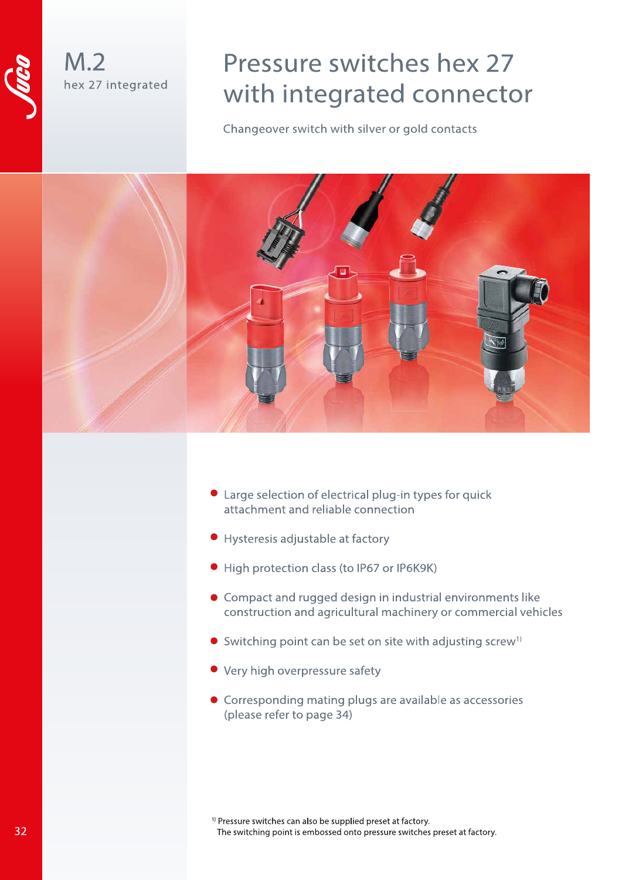M.2
hex 27 integrated

# Pressure switches hex 27 with integrated connector

Changeover switch with silver or gold contacts

- Large selection of electrical plug-in types for quick attachment and reliable connection
- Hysteresis adjustable at factory
- High protection class (to IP67 or IP6K9K)
- Compact and rugged design in industrial environments like construction and agricultural machinery or commercial vehicles
- Switching point can be set on site with adjusting screw[1)]
- Very high overpressure safety
- Corresponding mating plugs are available as accessories (please refer to page 34)

[1)] Pressure switches can also be supplied preset at factory.
The switching point is embossed onto pressure switches preset at factory.